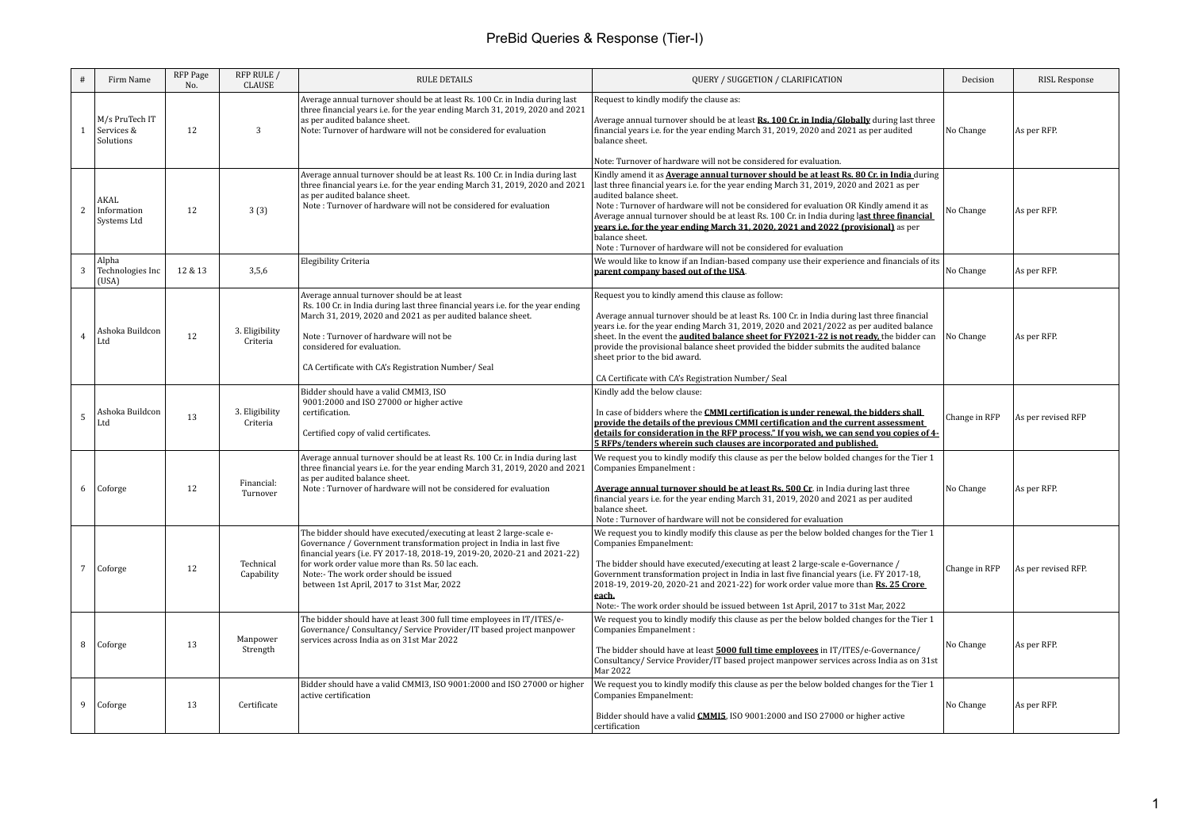# PreBid Queries & Response (Tier-I)

| # | Firm Name | RFP Page No. | RFP RULE / CLAUSE | RULE DETAILS | QUERY / SUGGESTION / CLARIFICATION | Decision | RISL Response |
|---|---|---|---|---|---|---|---|
| 1 | M/s PruTech IT Services & Solutions | 12 | 3 | Average annual turnover should be at least Rs. 100 Cr. in India during last three financial years i.e. for the year ending March 31, 2019, 2020 and 2021 as per audited balance sheet.<br>Note: Turnover of hardware will not be considered for evaluation | Request to kindly modify the clause as:<br><br>Average annual turnover should be at least **Rs. 100 Cr. in India/Globally** during last three financial years i.e. for the year ending March 31, 2019, 2020 and 2021 as per audited balance sheet.<br><br>Note: Turnover of hardware will not be considered for evaluation. | No Change | As per RFP. |
| 2 | AKAL Information Systems Ltd | 12 | 3 (3) | Average annual turnover should be at least Rs. 100 Cr. in India during last three financial years i.e. for the year ending March 31, 2019, 2020 and 2021 as per audited balance sheet.<br>Note : Turnover of hardware will not be considered for evaluation | Kindly amend it as **Average annual turnover should be at least Rs. 80 Cr. in India** during last three financial years i.e. for the year ending March 31, 2019, 2020 and 2021 as per audited balance sheet.<br>Note : Turnover of hardware will not be considered for evaluation OR Kindly amend it as Average annual turnover should be at least Rs. 100 Cr. in India during l**ast three financial years i.e. for the year ending March 31, 2020, 2021 and 2022 (provisional)** as per balance sheet.<br>Note : Turnover of hardware will not be considered for evaluation | No Change | As per RFP. |
| 3 | Alpha Technologies Inc (USA) | 12 & 13 | 3,5,6 | Elegibility Criteria | We would like to know if an Indian-based company use their experience and financials of its **parent company based out of the USA**. | No Change | As per RFP. |
| 4 | Ashoka Buildcon Ltd | 12 | 3. Eligibility Criteria | Average annual turnover should be at least<br>Rs. 100 Cr. in India during last three financial years i.e. for the year ending March 31, 2019, 2020 and 2021 as per audited balance sheet.<br><br>Note : Turnover of hardware will not be considered for evaluation.<br><br>CA Certificate with CA's Registration Number/ Seal | Request you to kindly amend this clause as follow:<br><br>Average annual turnover should be at least Rs. 100 Cr. in India during last three financial years i.e. for the year ending March 31, 2019, 2020 and 2021/2022 as per audited balance sheet. In the event the **audited balance sheet for FY2021-22 is not ready,** the bidder can provide the provisional balance sheet provided the bidder submits the audited balance sheet prior to the bid award.<br><br>CA Certificate with CA's Registration Number/ Seal | No Change | As per RFP. |
| 5 | Ashoka Buildcon Ltd | 13 | 3. Eligibility Criteria | Bidder should have a valid CMMI3, ISO 9001:2000 and ISO 27000 or higher active certification.<br><br>Certified copy of valid certificates. | Kindly add the below clause:<br><br>In case of bidders where the **CMMI certification is under renewal, the bidders shall provide the details of the previous CMMI certification and the current assessment details for consideration in the RFP process." If you wish, we can send you copies of 4-5 RFPs/tenders wherein such clauses are incorporated and published.** | Change in RFP | As per revised RFP |
| 6 | Coforge | 12 | Financial: Turnover | Average annual turnover should be at least Rs. 100 Cr. in India during last three financial years i.e. for the year ending March 31, 2019, 2020 and 2021 as per audited balance sheet.<br>Note : Turnover of hardware will not be considered for evaluation | We request you to kindly modify this clause as per the below bolded changes for the Tier 1 Companies Empanelment :<br><br>**Average annual turnover should be at least Rs. 500 Cr**. in India during last three financial years i.e. for the year ending March 31, 2019, 2020 and 2021 as per audited balance sheet.<br>Note : Turnover of hardware will not be considered for evaluation | No Change | As per RFP. |
| 7 | Coforge | 12 | Technical Capability | The bidder should have executed/executing at least 2 large-scale e-Governance / Government transformation project in India in last five financial years (i.e. FY 2017-18, 2018-19, 2019-20, 2020-21 and 2021-22) for work order value more than Rs. 50 lac each.<br>Note:- The work order should be issued between 1st April, 2017 to 31st Mar, 2022 | We request you to kindly modify this clause as per the below bolded changes for the Tier 1 Companies Empanelment:<br><br>The bidder should have executed/executing at least 2 large-scale e-Governance / Government transformation project in India in last five financial years (i.e. FY 2017-18, 2018-19, 2019-20, 2020-21 and 2021-22) for work order value more than **Rs. 25 Crore each.**<br>Note:- The work order should be issued between 1st April, 2017 to 31st Mar, 2022 | Change in RFP | As per revised RFP. |
| 8 | Coforge | 13 | Manpower Strength | The bidder should have at least 300 full time employees in IT/ITES/e-Governance/ Consultancy/ Service Provider/IT based project manpower services across India as on 31st Mar 2022 | We request you to kindly modify this clause as per the below bolded changes for the Tier 1 Companies Empanelment :<br><br>The bidder should have at least **5000 full time employees** in IT/ITES/e-Governance/ Consultancy/ Service Provider/IT based project manpower services across India as on 31st Mar 2022 | No Change | As per RFP. |
| 9 | Coforge | 13 | Certificate | Bidder should have a valid CMMI3, ISO 9001:2000 and ISO 27000 or higher active certification | We request you to kindly modify this clause as per the below bolded changes for the Tier 1 Companies Empanelment:<br><br>Bidder should have a valid **CMMI5**, ISO 9001:2000 and ISO 27000 or higher active certification | No Change | As per RFP. |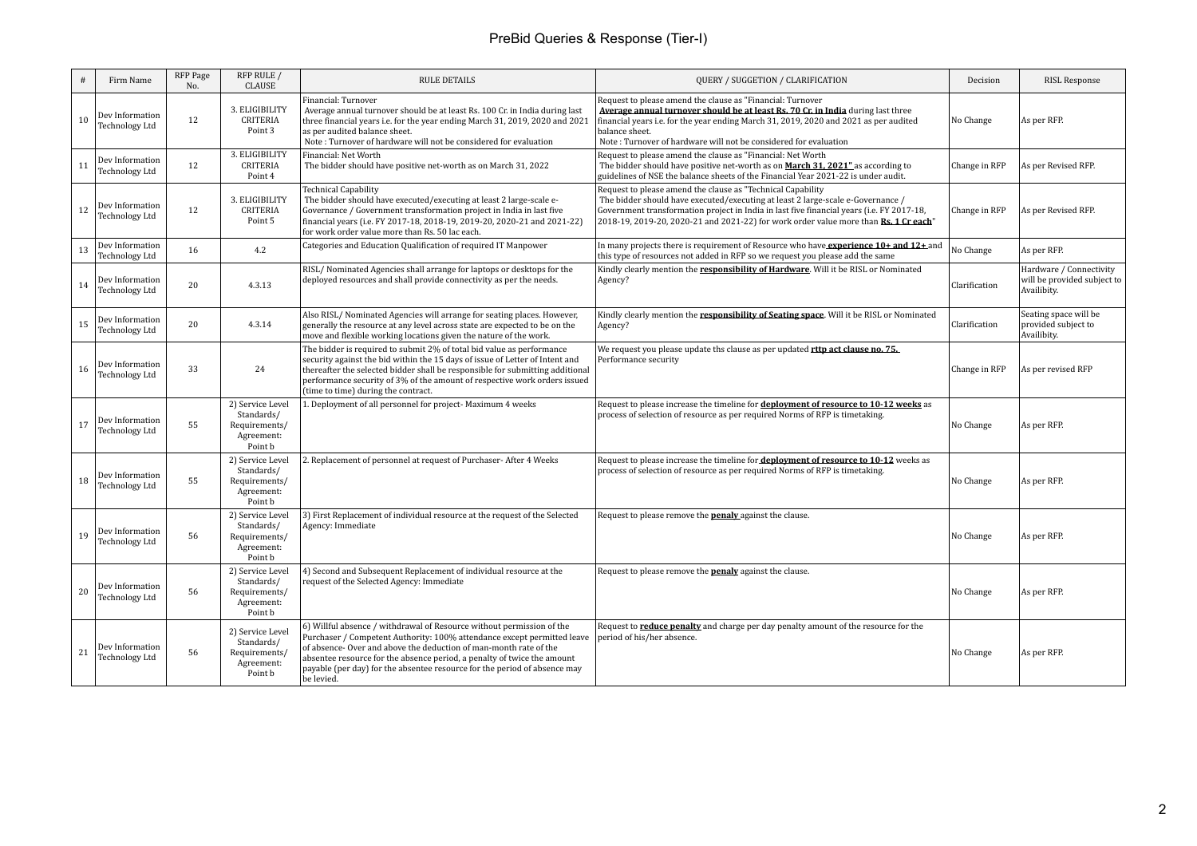# PreBid Queries & Response (Tier-I)

| # | Firm Name | RFP Page No. | RFP RULE / CLAUSE | RULE DETAILS | QUERY / SUGGETION / CLARIFICATION | Decision | RISL Response |
|---|---|---|---|---|---|---|---|
| 10 | Dev Information Technology Ltd | 12 | 3. ELIGIBILITY CRITERIA Point 3 | Financial: Turnover<br>Average annual turnover should be at least Rs. 100 Cr. in India during last three financial years i.e. for the year ending March 31, 2019, 2020 and 2021 as per audited balance sheet.<br>Note : Turnover of hardware will not be considered for evaluation | Request to please amend the clause as "Financial: Turnover<br>**Average annual turnover should be at least Rs. 70 Cr. in India** during last three financial years i.e. for the year ending March 31, 2019, 2020 and 2021 as per audited balance sheet.<br>Note : Turnover of hardware will not be considered for evaluation | No Change | As per RFP. |
| 11 | Dev Information Technology Ltd | 12 | 3. ELIGIBILITY CRITERIA Point 4 | Financial: Net Worth<br>The bidder should have positive net-worth as on March 31, 2022 | Request to please amend the clause as "Financial: Net Worth<br>The bidder should have positive net-worth as on **March 31, 2021"** as according to guidelines of NSE the balance sheets of the Financial Year 2021-22 is under audit. | Change in RFP | As per Revised RFP. |
| 12 | Dev Information Technology Ltd | 12 | 3. ELIGIBILITY CRITERIA Point 5 | Technical Capability<br>The bidder should have executed/executing at least 2 large-scale e-Governance / Government transformation project in India in last five financial years (i.e. FY 2017-18, 2018-19, 2019-20, 2020-21 and 2021-22) for work order value more than Rs. 50 lac each. | Request to please amend the clause as "Technical Capability<br>The bidder should have executed/executing at least 2 large-scale e-Governance / Government transformation project in India in last five financial years (i.e. FY 2017-18, 2018-19, 2019-20, 2020-21 and 2021-22) for work order value more than **Rs. 1 Cr each**" | Change in RFP | As per Revised RFP. |
| 13 | Dev Information Technology Ltd | 16 | 4.2 | Categories and Education Qualification of required IT Manpower | In many projects there is requirement of Resource who have **experience 10+ and 12+** and this type of resources not added in RFP so we request you please add the same | No Change | As per RFP. |
| 14 | Dev Information Technology Ltd | 20 | 4.3.13 | RISL/ Nominated Agencies shall arrange for laptops or desktops for the deployed resources and shall provide connectivity as per the needs. | Kindly clearly mention the **responsibility of Hardware**. Will it be RISL or Nominated Agency? | Clarification | Hardware / Connectivity will be provided subject to Availibity. |
| 15 | Dev Information Technology Ltd | 20 | 4.3.14 | Also RISL/ Nominated Agencies will arrange for seating places. However, generally the resource at any level across state are expected to be on the move and flexible working locations given the nature of the work. | Kindly clearly mention the **responsibility of Seating space**. Will it be RISL or Nominated Agency? | Clarification | Seating space will be provided subject to Availibity. |
| 16 | Dev Information Technology Ltd | 33 | 24 | The bidder is required to submit 2% of total bid value as performance security against the bid within the 15 days of issue of Letter of Intent and thereafter the selected bidder shall be responsible for submitting additional performance security of 3% of the amount of respective work orders issued (time to time) during the contract. | We request you please update ths clause as per updated **rttp act clause no. 75.** Performance security | Change in RFP | As per revised RFP |
| 17 | Dev Information Technology Ltd | 55 | 2) Service Level Standards/ Requirements/ Agreement: Point b | 1. Deployment of all personnel for project- Maximum 4 weeks | Request to please increase the timeline for **deployment of resource to 10-12 weeks** as process of selection of resource as per required Norms of RFP is timetaking. | No Change | As per RFP. |
| 18 | Dev Information Technology Ltd | 55 | 2) Service Level Standards/ Requirements/ Agreement: Point b | 2. Replacement of personnel at request of Purchaser- After 4 Weeks | Request to please increase the timeline for **deployment of resource to 10-12** weeks as process of selection of resource as per required Norms of RFP is timetaking. | No Change | As per RFP. |
| 19 | Dev Information Technology Ltd | 56 | 2) Service Level Standards/ Requirements/ Agreement: Point b | 3) First Replacement of individual resource at the request of the Selected Agency: Immediate | Request to please remove the **penaly** against the clause. | No Change | As per RFP. |
| 20 | Dev Information Technology Ltd | 56 | 2) Service Level Standards/ Requirements/ Agreement: Point b | 4) Second and Subsequent Replacement of individual resource at the request of the Selected Agency: Immediate | Request to please remove the **penaly** against the clause. | No Change | As per RFP. |
| 21 | Dev Information Technology Ltd | 56 | 2) Service Level Standards/ Requirements/ Agreement: Point b | 6) Willful absence / withdrawal of Resource without permission of the Purchaser / Competent Authority: 100% attendance except permitted leave of absence- Over and above the deduction of man-month rate of the absentee resource for the absence period, a penalty of twice the amount payable (per day) for the absentee resource for the period of absence may be levied. | Request to **reduce penalty** and charge per day penalty amount of the resource for the period of his/her absence. | No Change | As per RFP. |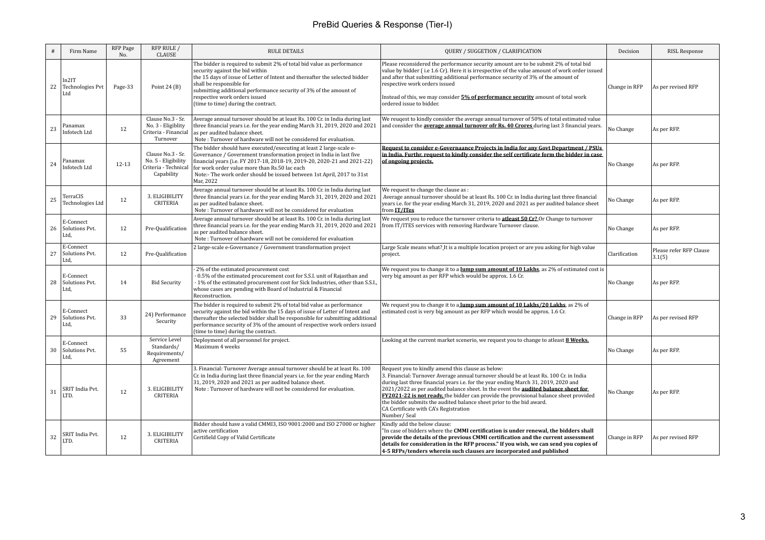# PreBid Queries & Response (Tier-I)

| # | Firm Name | RFP Page No. | RFP RULE / CLAUSE | RULE DETAILS | QUERY / SUGGETION / CLARIFICATION | Decision | RISL Response |
|---|---|---|---|---|---|---|---|
| 22 | In2IT Technologies Pvt Ltd | Page-33 | Point 24 (B) | The bidder is required to submit 2% of total bid value as performance security against the bid within the 15 days of issue of Letter of Intent and thereafter the selected bidder shall be responsible for submitting additional performance security of 3% of the amount of respective work orders issued (time to time) during the contract. | Please reconsidered the performance security amount are to be submit 2% of total bid value by bidder ( i.e 1.6 Cr). Here it is irrespective of the value amount of work order issued and after that submitting additional performance security of 3% of the amount of respective work orders issued<br><br>Instead of this, we may consider **5% of performance security** amount of total work ordered issue to bidder. | Change in RFP | As per revised RFP |
| 23 | Panamax Infotech Ltd | 12 | Clause No.3 - Sr. No. 3 - Eligiblity Criteria - Financial Turnover | Average annual turnover should be at least Rs. 100 Cr. in India during last three financial years i.e. for the year ending March 31, 2019, 2020 and 2021 as per audited balance sheet.<br>Note : Turnover of hardware will not be considered for evaluation. | We reuqest to kindly consider the average annual turnover of 50% of total estimated value and consider the **average annual turnover ofr Rs. 40 Crores** during last 3 financial years. | No Change | As per RFP. |
| 24 | Panamax Infotech Ltd | 12-13 | Clause No.3 - Sr. No. 5 - Eligibility Criteria - Technical Capability | The bidder should have executed/executing at least 2 large-scale e-Governance / Government transformation project in India in last five financial years (i.e. FY 2017-18, 2018-19, 2019-20, 2020-21 and 2021-22) for work order value more than Rs.50 lac each<br>Note:- The work order should be issued between 1st April, 2017 to 31st Mar, 2022 | **Request to consider e-Governaance Projects in India for any Govt Department / PSUs in India. Furthr, request to kindly consider the self certificate form the bidder in case of ongoing projects.** | No Change | As per RFP. |
| 25 | TerraCIS Technologies Ltd | 12 | 3. ELIGIBILITY CRITERIA | Average annual turnover should be at least Rs. 100 Cr. in India during last three financial years i.e. for the year ending March 31, 2019, 2020 and 2021 as per audited balance sheet.<br>Note : Turnover of hardware will not be considered for evaluation | We request to change the clause as :<br>Average annual turnover should be at least Rs. 100 Cr. in India during last three financial years i.e. for the year ending March 31, 2019, 2020 and 2021 as per audited balance sheet from **IT/ITes** | No Change | As per RFP. |
| 26 | E-Connect Solutions Pvt. Ltd, | 12 | Pre-Qualification | Average annual turnover should be at least Rs. 100 Cr. in India during last three financial years i.e. for the year ending March 31, 2019, 2020 and 2021 as per audited balance sheet.<br>Note : Turnover of hardware will not be considered for evaluation | We request you to reduce the turnover criteria to **atleast 50 Cr?** Or Change to turnover from IT/ITES services with removing Hardware Turnover clause. | No Change | As per RFP. |
| 27 | E-Connect Solutions Pvt. Ltd, | 12 | Pre-Qualification | 2 large-scale e-Governance / Government transformation project | Large Scale means what? It is a multiple location project or are you asking for high value project. | Clarification | Please refer RFP Clause 3.1(5) |
| 28 | E-Connect Solutions Pvt. Ltd, | 14 | Bid Security | · 2% of the estimated procurement cost<br>· 0.5% of the estimated procurement cost for S.S.I. unit of Rajasthan and<br>· 1% of the estimated procurement cost for Sick Industries, other than S.S.I., whose cases are pending with Board of Industrial & Financial Reconstruction. | We request you to change it to a **lump sum amount of 10 Lakhs**, as 2% of estimated cost is very big amount as per RFP which would be approx. 1.6 Cr. | No Change | As per RFP. |
| 29 | E-Connect Solutions Pvt. Ltd, | 33 | 24) Performance Security | The bidder is required to submit 2% of total bid value as performance security against the bid within the 15 days of issue of Letter of Intent and thereafter the selected bidder shall be responsible for submitting additional performance security of 3% of the amount of respective work orders issued (time to time) during the contract. | We request you to change it to a **lump sum amount of 10 Lakhs/20 Lakhs**, as 2% of estimated cost is very big amount as per RFP which would be approx. 1.6 Cr. | Change in RFP | As per revised RFP |
| 30 | E-Connect Solutions Pvt. Ltd, | 55 | Service Level Standards/ Requirements/ Agreement | Deployment of all personnel for project.<br>Maximum 4 weeks | Looking at the current market scenerio, we request you to change to atleast **8 Weeks.** | No Change | As per RFP. |
| 31 | SRIT India Pvt. LTD. | 12 | 3. ELIGIBILITY CRITERIA | 3. Financial: Turnover Average annual turnover should be at least Rs. 100 Cr. in India during last three financial years i.e. for the year ending March 31, 2019, 2020 and 2021 as per audited balance sheet.<br>Note : Turnover of hardware will not be considered for evaluation. | Request you to kindly amend this clause as below:<br>3. Financial: Turnover Average annual turnover should be at least Rs. 100 Cr. in India during last three financial years i.e. for the year ending March 31, 2019, 2020 and 2021/2022 as per audited balance sheet. In the event the **audited balance sheet for FY2021-22 is not ready,** the bidder can provide the provisional balance sheet provided the bidder submits the audited balance sheet prior to the bid award.<br>CA Certificate with CA's Registration Number/ Seal | No Change | As per RFP. |
| 32 | SRIT India Pvt. LTD. | 12 | 3. ELIGIBILITY CRITERIA | Bidder should have a valid CMMI3, ISO 9001:2000 and ISO 27000 or higher active certification<br>Certifield Copy of Valid Certificate | Kindly add the below clause:<br>"In case of bidders where the **CMMI certification is under renewal, the bidders shall provide the details of the previous CMMI certification and the current assessment details for consideration in the RFP process." If you wish, we can send you copies of 4-5 RFPs/tenders wherein such clauses are incorporated and published** | Change in RFP | As per revised RFP |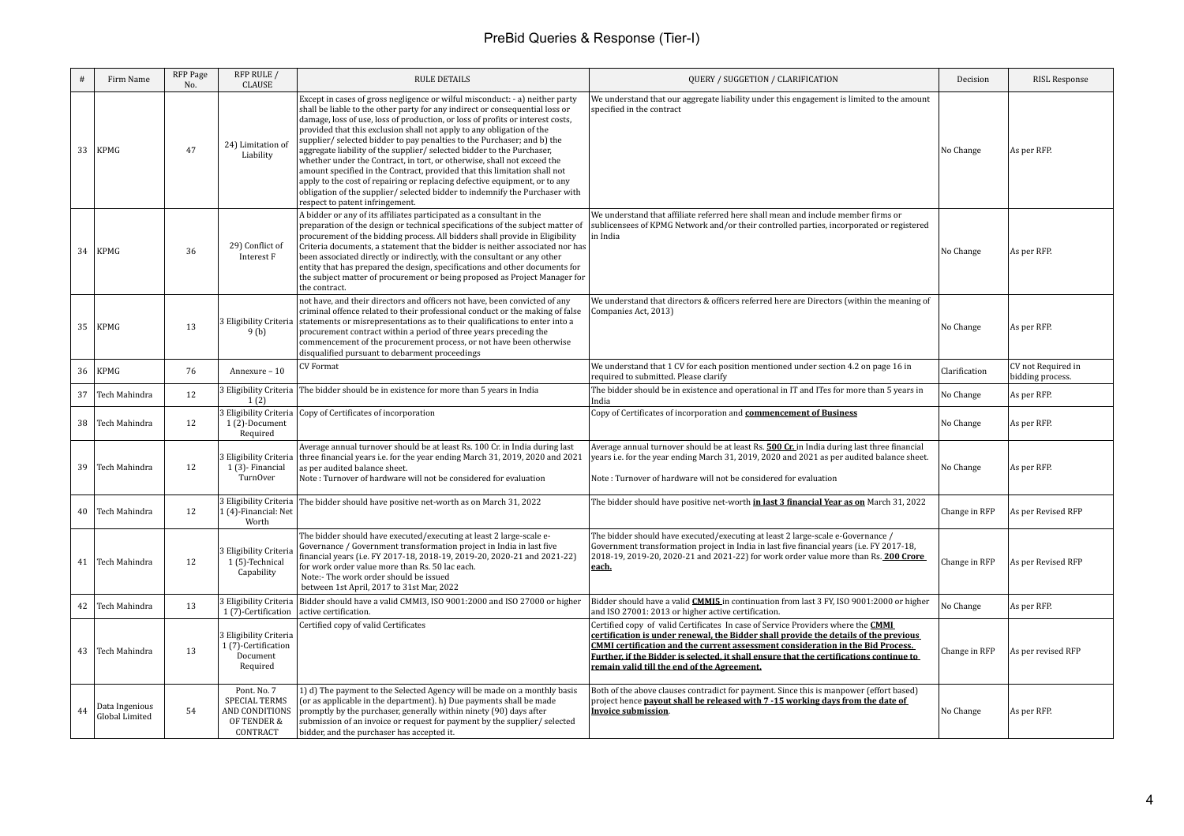# PreBid Queries & Response (Tier-I)

| # | Firm Name | RFP Page No. | RFP RULE / CLAUSE | RULE DETAILS | QUERY / SUGGETION / CLARIFICATION | Decision | RISL Response |
|---|---|---|---|---|---|---|---|
| 33 | KPMG | 47 | 24) Limitation of Liability | Except in cases of gross negligence or wilful misconduct: - a) neither party shall be liable to the other party for any indirect or consequential loss or damage, loss of use, loss of production, or loss of profits or interest costs, provided that this exclusion shall not apply to any obligation of the supplier/ selected bidder to pay penalties to the Purchaser; and b) the aggregate liability of the supplier/ selected bidder to the Purchaser, whether under the Contract, in tort, or otherwise, shall not exceed the amount specified in the Contract, provided that this limitation shall not apply to the cost of repairing or replacing defective equipment, or to any obligation of the supplier/ selected bidder to indemnify the Purchaser with respect to patent infringement. | We understand that our aggregate liability under this engagement is limited to the amount specified in the contract | No Change | As per RFP. |
| 34 | KPMG | 36 | 29) Conflict of Interest F | A bidder or any of its affiliates participated as a consultant in the preparation of the design or technical specifications of the subject matter of procurement of the bidding process. All bidders shall provide in Eligibility Criteria documents, a statement that the bidder is neither associated nor has been associated directly or indirectly, with the consultant or any other entity that has prepared the design, specifications and other documents for the subject matter of procurement or being proposed as Project Manager for the contract. | We understand that affiliate referred here shall mean and include member firms or sublicensees of KPMG Network and/or their controlled parties, incorporated or registered in India | No Change | As per RFP. |
| 35 | KPMG | 13 | 3 Eligibility Criteria 9 (b) | not have, and their directors and officers not have, been convicted of any criminal offence related to their professional conduct or the making of false statements or misrepresentations as to their qualifications to enter into a procurement contract within a period of three years preceding the commencement of the procurement process, or not have been otherwise disqualified pursuant to debarment proceedings | We understand that directors & officers referred here are Directors (within the meaning of Companies Act, 2013) | No Change | As per RFP. |
| 36 | KPMG | 76 | Annexure – 10 | CV Format | We understand that 1 CV for each position mentioned under section 4.2 on page 16 in required to submitted. Please clarify | Clarification | CV not Required in bidding process. |
| 37 | Tech Mahindra | 12 | 3 Eligibility Criteria 1 (2) | The bidder should be in existence for more than 5 years in India | The bidder should be in existence and operational in IT and ITes for more than 5 years in India | No Change | As per RFP. |
| 38 | Tech Mahindra | 12 | 3 Eligibility Criteria 1 (2)-Document Required | Copy of Certificates of incorporation | Copy of Certificates of incorporation and **commencement of Business** | No Change | As per RFP. |
| 39 | Tech Mahindra | 12 | 3 Eligibility Criteria 1 (3)- Financial TurnOver | Average annual turnover should be at least Rs. 100 Cr. in India during last three financial years i.e. for the year ending March 31, 2019, 2020 and 2021 as per audited balance sheet.<br>Note : Turnover of hardware will not be considered for evaluation | Average annual turnover should be at least Rs. **500 Cr.** in India during last three financial years i.e. for the year ending March 31, 2019, 2020 and 2021 as per audited balance sheet.<br><br>Note : Turnover of hardware will not be considered for evaluation | No Change | As per RFP. |
| 40 | Tech Mahindra | 12 | 3 Eligibility Criteria 1 (4)-Financial: Net Worth | The bidder should have positive net-worth as on March 31, 2022 | The bidder should have positive net-worth **in last 3 financial Year as on** March 31, 2022 | Change in RFP | As per Revised RFP |
| 41 | Tech Mahindra | 12 | 3 Eligibility Criteria 1 (5)-Technical Capability | The bidder should have executed/executing at least 2 large-scale e-Governance / Government transformation project in India in last five financial years (i.e. FY 2017-18, 2018-19, 2019-20, 2020-21 and 2021-22) for work order value more than Rs. 50 lac each.<br>Note:- The work order should be issued between 1st April, 2017 to 31st Mar, 2022 | The bidder should have executed/executing at least 2 large-scale e-Governance / Government transformation project in India in last five financial years (i.e. FY 2017-18, 2018-19, 2019-20, 2020-21 and 2021-22) for work order value more than Rs. **200 Crore each.** | Change in RFP | As per Revised RFP |
| 42 | Tech Mahindra | 13 | 3 Eligibility Criteria 1 (7)-Certification | Bidder should have a valid CMMI3, ISO 9001:2000 and ISO 27000 or higher active certification. | Bidder should have a valid **CMMI5** in continuation from last 3 FY, ISO 9001:2000 or higher and ISO 27001: 2013 or higher active certification. | No Change | As per RFP. |
| 43 | Tech Mahindra | 13 | 3 Eligibility Criteria 1 (7)-Certification Document Required | Certified copy of valid Certificates | Certified copy of valid Certificates In case of Service Providers where the **CMMI certification is under renewal, the Bidder shall provide the details of the previous CMMI certification and the current assessment consideration in the Bid Process. Further, if the Bidder is selected, it shall ensure that the certifications continue to remain valid till the end of the Agreement.** | Change in RFP | As per revised RFP |
| 44 | Data Ingenious Global Limited | 54 | Pont. No. 7 SPECIAL TERMS AND CONDITIONS OF TENDER & CONTRACT | 1) d) The payment to the Selected Agency will be made on a monthly basis (or as applicable in the department). h) Due payments shall be made promptly by the purchaser, generally within ninety (90) days after submission of an invoice or request for payment by the supplier/ selected bidder, and the purchaser has accepted it. | Both of the above clauses contradict for payment. Since this is manpower (effort based) project hence **payout shall be released with 7 -15 working days from the date of Invoice submission**. | No Change | As per RFP. |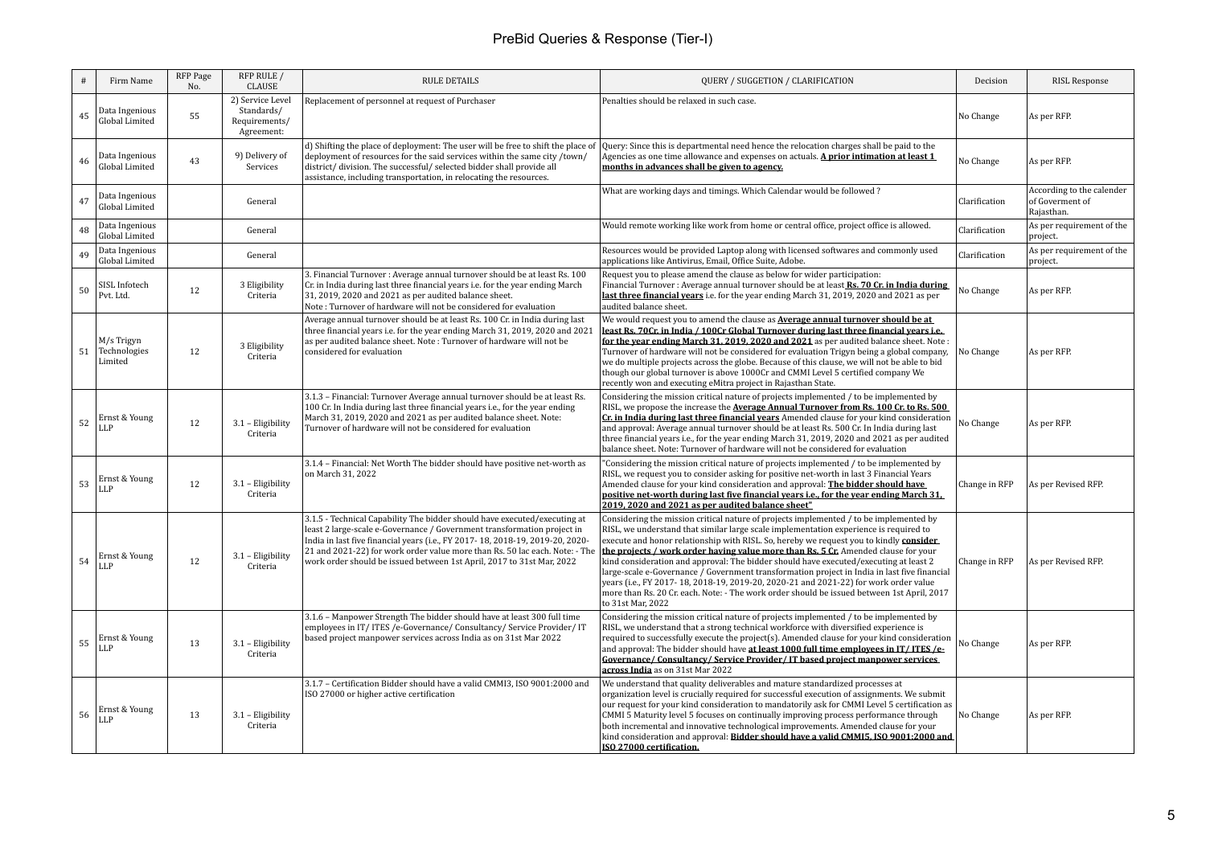# PreBid Queries & Response (Tier-I)

| # | Firm Name | RFP Page No. | RFP RULE / CLAUSE | RULE DETAILS | QUERY / SUGGETION / CLARIFICATION | Decision | RISL Response |
|---|---|---|---|---|---|---|---|
| 45 | Data Ingenious Global Limited | 55 | 2) Service Level Standards/ Requirements/ Agreement: | Replacement of personnel at request of Purchaser | Penalties should be relaxed in such case. | No Change | As per RFP. |
| 46 | Data Ingenious Global Limited | 43 | 9) Delivery of Services | d) Shifting the place of deployment: The user will be free to shift the place of deployment of resources for the said services within the same city /town/ district/ division. The successful/ selected bidder shall provide all assistance, including transportation, in relocating the resources. | Query: Since this is departmental need hence the relocation charges shall be paid to the Agencies as one time allowance and expenses on actuals. **A prior intimation at least 1 months in advances shall be given to agency.** | No Change | As per RFP. |
| 47 | Data Ingenious Global Limited | | General | | What are working days and timings. Which Calendar would be followed ? | Clarification | According to the calender of Goverment of Rajasthan. |
| 48 | Data Ingenious Global Limited | | General | | Would remote working like work from home or central office, project office is allowed. | Clarification | As per requirement of the project. |
| 49 | Data Ingenious Global Limited | | General | | Resources would be provided Laptop along with licensed softwares and commonly used applications like Antivirus, Email, Office Suite, Adobe. | Clarification | As per requirement of the project. |
| 50 | SISL Infotech Pvt. Ltd. | 12 | 3 Eligibility Criteria | 3. Financial Turnover : Average annual turnover should be at least Rs. 100 Cr. in India during last three financial years i.e. for the year ending March 31, 2019, 2020 and 2021 as per audited balance sheet.<br>Note : Turnover of hardware will not be considered for evaluation | Request you to please amend the clause as below for wider participation:<br>Financial Turnover : Average annual turnover should be at least **Rs. 70 Cr. in India during last three financial years** i.e. for the year ending March 31, 2019, 2020 and 2021 as per audited balance sheet. | No Change | As per RFP. |
| 51 | M/s Trigyn Technologies Limited | 12 | 3 Eligibility Criteria | Average annual turnover should be at least Rs. 100 Cr. in India during last three financial years i.e. for the year ending March 31, 2019, 2020 and 2021 as per audited balance sheet. Note : Turnover of hardware will not be considered for evaluation | We would request you to amend the clause as **Average annual turnover should be at least Rs. 70Cr. in India / 100Cr Global Turnover during last three financial years i.e. for the year ending March 31, 2019, 2020 and 2021** as per audited balance sheet. Note : Turnover of hardware will not be considered for evaluation Trigyn being a global company, we do multiple projects across the globe. Because of this clause, we will not be able to bid though our global turnover is above 1000Cr and CMMI Level 5 certified company We recently won and executing eMitra project in Rajasthan State. | No Change | As per RFP. |
| 52 | Ernst & Young LLP | 12 | 3.1 – Eligibility Criteria | 3.1.3 – Financial: Turnover Average annual turnover should be at least Rs. 100 Cr. In India during last three financial years i.e., for the year ending March 31, 2019, 2020 and 2021 as per audited balance sheet. Note: Turnover of hardware will not be considered for evaluation | Considering the mission critical nature of projects implemented / to be implemented by RISL, we propose the increase the **Average Annual Turnover from Rs. 100 Cr. to Rs. 500 Cr. in India during last three financial years** Amended clause for your kind consideration and approval: Average annual turnover should be at least Rs. 500 Cr. In India during last three financial years i.e., for the year ending March 31, 2019, 2020 and 2021 as per audited balance sheet. Note: Turnover of hardware will not be considered for evaluation | No Change | As per RFP. |
| 53 | Ernst & Young LLP | 12 | 3.1 – Eligibility Criteria | 3.1.4 – Financial: Net Worth The bidder should have positive net-worth as on March 31, 2022 | "Considering the mission critical nature of projects implemented / to be implemented by RISL, we request you to consider asking for positive net-worth in last 3 Financial Years Amended clause for your kind consideration and approval: **The bidder should have positive net-worth during last five financial years i.e., for the year ending March 31, 2019, 2020 and 2021 as per audited balance sheet"** | Change in RFP | As per Revised RFP. |
| 54 | Ernst & Young LLP | 12 | 3.1 – Eligibility Criteria | 3.1.5 - Technical Capability The bidder should have executed/executing at least 2 large-scale e-Governance / Government transformation project in India in last five financial years (i.e., FY 2017- 18, 2018-19, 2019-20, 2020-21 and 2021-22) for work order value more than Rs. 50 lac each. Note: - The work order should be issued between 1st April, 2017 to 31st Mar, 2022 | Considering the mission critical nature of projects implemented / to be implemented by RISL, we understand that similar large scale implementation experience is required to execute and honor relationship with RISL. So, hereby we request you to kindly **consider the projects / work order having value more than Rs. 5 Cr.** Amended clause for your kind consideration and approval: The bidder should have executed/executing at least 2 large-scale e-Governance / Government transformation project in India in last five financial years (i.e., FY 2017- 18, 2018-19, 2019-20, 2020-21 and 2021-22) for work order value more than Rs. 20 Cr. each. Note: - The work order should be issued between 1st April, 2017 to 31st Mar, 2022 | Change in RFP | As per Revised RFP. |
| 55 | Ernst & Young LLP | 13 | 3.1 – Eligibility Criteria | 3.1.6 – Manpower Strength The bidder should have at least 300 full time employees in IT/ ITES /e-Governance/ Consultancy/ Service Provider/ IT based project manpower services across India as on 31st Mar 2022 | Considering the mission critical nature of projects implemented / to be implemented by RISL, we understand that a strong technical workforce with diversified experience is required to successfully execute the project(s). Amended clause for your kind consideration and approval: The bidder should have **at least 1000 full time employees in IT/ ITES /e-Governance/ Consultancy/ Service Provider/ IT based project manpower services across India** as on 31st Mar 2022 | No Change | As per RFP. |
| 56 | Ernst & Young LLP | 13 | 3.1 – Eligibility Criteria | 3.1.7 – Certification Bidder should have a valid CMMI3, ISO 9001:2000 and ISO 27000 or higher active certification | We understand that quality deliverables and mature standardized processes at organization level is crucially required for successful execution of assignments. We submit our request for your kind consideration to mandatorily ask for CMMI Level 5 certification as CMMI 5 Maturity level 5 focuses on continually improving process performance through both incremental and innovative technological improvements. Amended clause for your kind consideration and approval: **Bidder should have a valid CMMI5, ISO 9001:2000 and ISO 27000 certification.** | No Change | As per RFP. |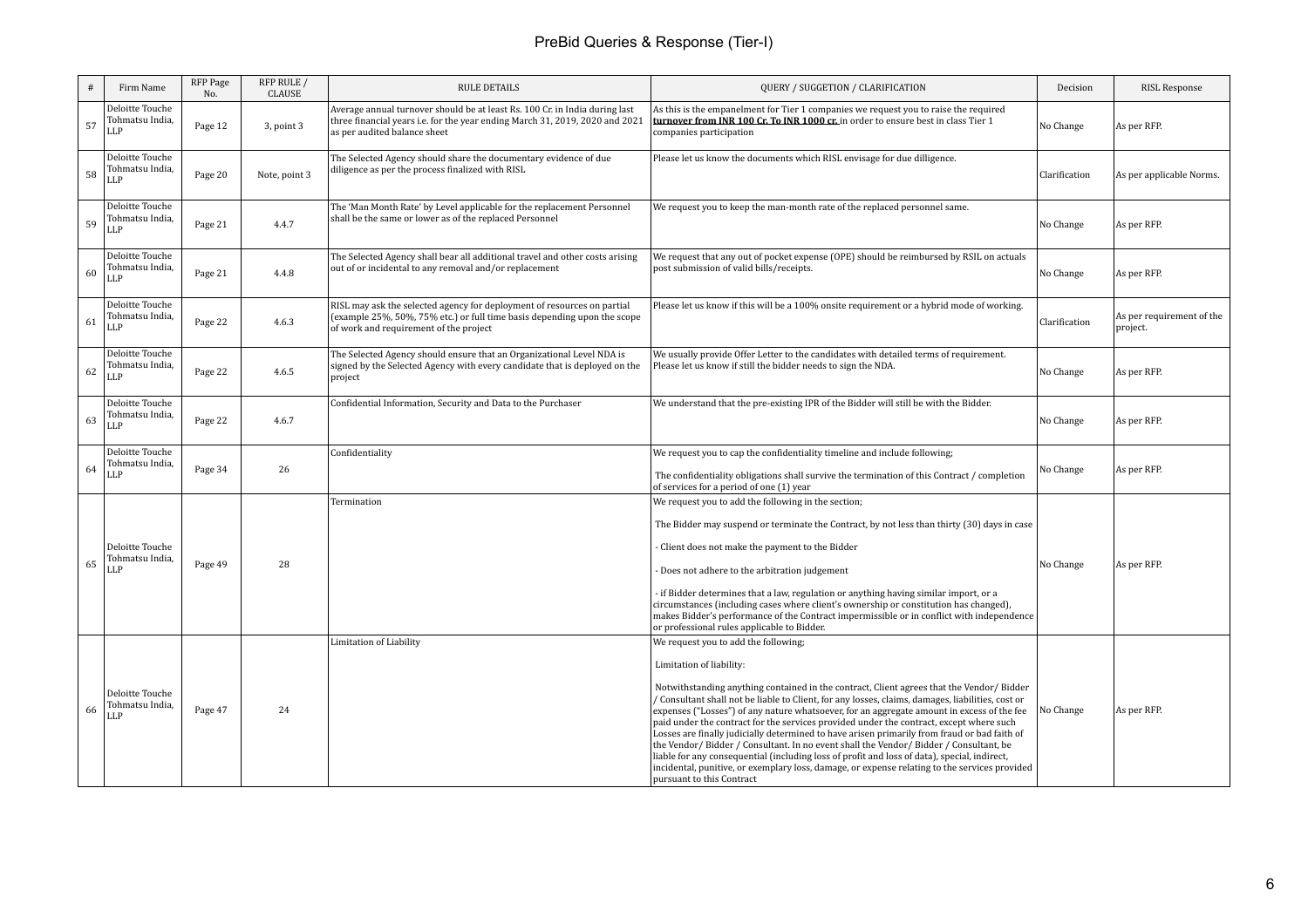# PreBid Queries & Response (Tier-I)

| # | Firm Name | RFP Page No. | RFP RULE / CLAUSE | RULE DETAILS | QUERY / SUGGETION / CLARIFICATION | Decision | RISL Response |
|---|---|---|---|---|---|---|---|
| 57 | Deloitte Touche Tohmatsu India, LLP | Page 12 | 3, point 3 | Average annual turnover should be at least Rs. 100 Cr. in India during last three financial years i.e. for the year ending March 31, 2019, 2020 and 2021 as per audited balance sheet | As this is the empanelment for Tier 1 companies we request you to raise the required **turnover from INR 100 Cr. To INR 1000 cr.** in order to ensure best in class Tier 1 companies participation | No Change | As per RFP. |
| 58 | Deloitte Touche Tohmatsu India, LLP | Page 20 | Note, point 3 | The Selected Agency should share the documentary evidence of due diligence as per the process finalized with RISL | Please let us know the documents which RISL envisage for due dilligence. | Clarification | As per applicable Norms. |
| 59 | Deloitte Touche Tohmatsu India, LLP | Page 21 | 4.4.7 | The 'Man Month Rate' by Level applicable for the replacement Personnel shall be the same or lower as of the replaced Personnel | We request you to keep the man-month rate of the replaced personnel same. | No Change | As per RFP. |
| 60 | Deloitte Touche Tohmatsu India, LLP | Page 21 | 4.4.8 | The Selected Agency shall bear all additional travel and other costs arising out of or incidental to any removal and/or replacement | We request that any out of pocket expense (OPE) should be reimbursed by RSIL on actuals post submission of valid bills/receipts. | No Change | As per RFP. |
| 61 | Deloitte Touche Tohmatsu India, LLP | Page 22 | 4.6.3 | RISL may ask the selected agency for deployment of resources on partial (example 25%, 50%, 75% etc.) or full time basis depending upon the scope of work and requirement of the project | Please let us know if this will be a 100% onsite requirement or a hybrid mode of working. | Clarification | As per requirement of the project. |
| 62 | Deloitte Touche Tohmatsu India, LLP | Page 22 | 4.6.5 | The Selected Agency should ensure that an Organizational Level NDA is signed by the Selected Agency with every candidate that is deployed on the project | We usually provide Offer Letter to the candidates with detailed terms of requirement. Please let us know if still the bidder needs to sign the NDA. | No Change | As per RFP. |
| 63 | Deloitte Touche Tohmatsu India, LLP | Page 22 | 4.6.7 | Confidential Information, Security and Data to the Purchaser | We understand that the pre-existing IPR of the Bidder will still be with the Bidder. | No Change | As per RFP. |
| 64 | Deloitte Touche Tohmatsu India, LLP | Page 34 | 26 | Confidentiality | We request you to cap the confidentiality timeline and include following;<br><br>The confidentiality obligations shall survive the termination of this Contract / completion of services for a period of one (1) year | No Change | As per RFP. |
| 65 | Deloitte Touche Tohmatsu India, LLP | Page 49 | 28 | Termination | We request you to add the following in the section;<br><br>The Bidder may suspend or terminate the Contract, by not less than thirty (30) days in case<br><br>- Client does not make the payment to the Bidder<br><br>- Does not adhere to the arbitration judgement<br><br>- if Bidder determines that a law, regulation or anything having similar import, or a circumstances (including cases where client's ownership or constitution has changed), makes Bidder's performance of the Contract impermissible or in conflict with independence or professional rules applicable to Bidder. | No Change | As per RFP. |
| 66 | Deloitte Touche Tohmatsu India, LLP | Page 47 | 24 | Limitation of Liability | We request you to add the following;<br><br>Limitation of liability:<br><br>Notwithstanding anything contained in the contract, Client agrees that the Vendor/ Bidder / Consultant shall not be liable to Client, for any losses, claims, damages, liabilities, cost or expenses ("Losses") of any nature whatsoever, for an aggregate amount in excess of the fee paid under the contract for the services provided under the contract, except where such Losses are finally judicially determined to have arisen primarily from fraud or bad faith of the Vendor/ Bidder / Consultant. In no event shall the Vendor/ Bidder / Consultant, be liable for any consequential (including loss of profit and loss of data), special, indirect, incidental, punitive, or exemplary loss, damage, or expense relating to the services provided pursuant to this Contract | No Change | As per RFP. |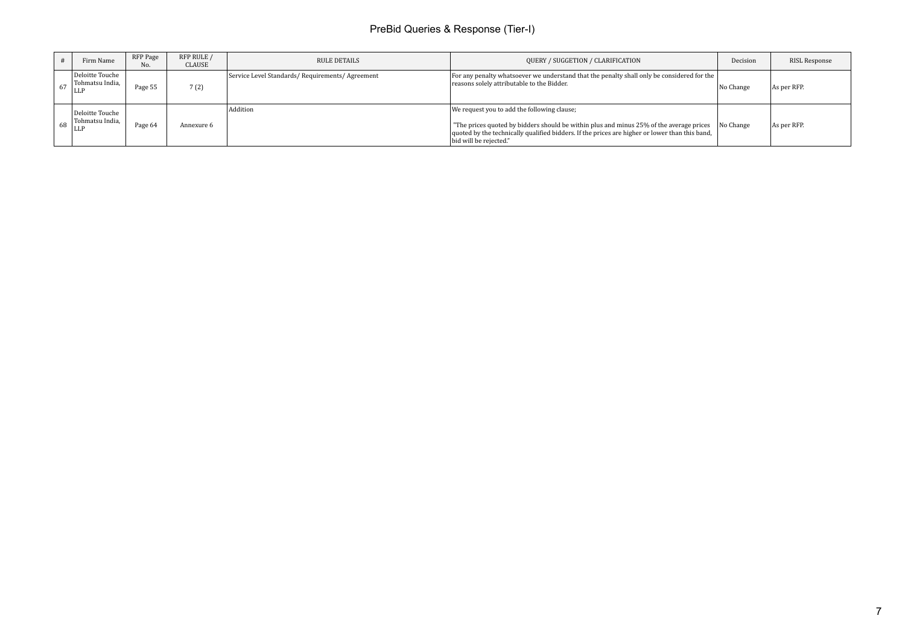# PreBid Queries & Response (Tier-I)

| # | Firm Name | RFP Page No. | RFP RULE / CLAUSE | RULE DETAILS | QUERY / SUGGETION / CLARIFICATION | Decision | RISL Response |
|---|---|---|---|---|---|---|---|
| 67 | Deloitte Touche Tohmatsu India, LLP | Page 55 | 7 (2) | Service Level Standards/ Requirements/ Agreement | For any penalty whatsoever we understand that the penalty shall only be considered for the reasons solely attributable to the Bidder. | No Change | As per RFP. |
| 68 | Deloitte Touche Tohmatsu India, LLP | Page 64 | Annexure 6 | Addition | We request you to add the following clause;<br><br>"The prices quoted by bidders should be within plus and minus 25% of the average prices quoted by the technically qualified bidders. If the prices are higher or lower than this band, bid will be rejected." | No Change | As per RFP. |